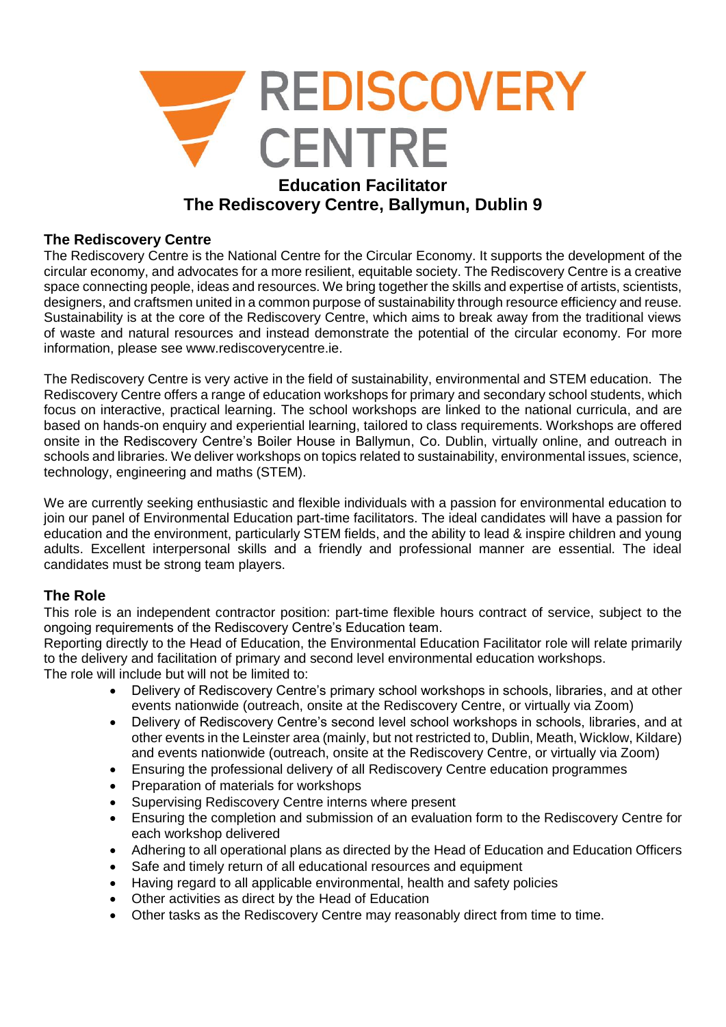# REDISCOVERY CENTRE

## Education Facilitator
## The Rediscovery Centre, Ballymun, Dublin 9

### The Rediscovery Centre

The Rediscovery Centre is the National Centre for the Circular Economy. It supports the development of the circular economy, and advocates for a more resilient, equitable society. The Rediscovery Centre is a creative space connecting people, ideas and resources. We bring together the skills and expertise of artists, scientists, designers, and craftsmen united in a common purpose of sustainability through resource efficiency and reuse. Sustainability is at the core of the Rediscovery Centre, which aims to break away from the traditional views of waste and natural resources and instead demonstrate the potential of the circular economy. For more information, please see www.rediscoverycentre.ie.

The Rediscovery Centre is very active in the field of sustainability, environmental and STEM education. The Rediscovery Centre offers a range of education workshops for primary and secondary school students, which focus on interactive, practical learning. The school workshops are linked to the national curricula, and are based on hands-on enquiry and experiential learning, tailored to class requirements. Workshops are offered onsite in the Rediscovery Centre's Boiler House in Ballymun, Co. Dublin, virtually online, and outreach in schools and libraries. We deliver workshops on topics related to sustainability, environmental issues, science, technology, engineering and maths (STEM).

We are currently seeking enthusiastic and flexible individuals with a passion for environmental education to join our panel of Environmental Education part-time facilitators. The ideal candidates will have a passion for education and the environment, particularly STEM fields, and the ability to lead & inspire children and young adults. Excellent interpersonal skills and a friendly and professional manner are essential. The ideal candidates must be strong team players.

### The Role

This role is an independent contractor position: part-time flexible hours contract of service, subject to the ongoing requirements of the Rediscovery Centre's Education team.

Reporting directly to the Head of Education, the Environmental Education Facilitator role will relate primarily to the delivery and facilitation of primary and second level environmental education workshops.

The role will include but will not be limited to:

- Delivery of Rediscovery Centre's primary school workshops in schools, libraries, and at other events nationwide (outreach, onsite at the Rediscovery Centre, or virtually via Zoom)
- Delivery of Rediscovery Centre's second level school workshops in schools, libraries, and at other events in the Leinster area (mainly, but not restricted to, Dublin, Meath, Wicklow, Kildare) and events nationwide (outreach, onsite at the Rediscovery Centre, or virtually via Zoom)
- Ensuring the professional delivery of all Rediscovery Centre education programmes
- Preparation of materials for workshops
- Supervising Rediscovery Centre interns where present
- Ensuring the completion and submission of an evaluation form to the Rediscovery Centre for each workshop delivered
- Adhering to all operational plans as directed by the Head of Education and Education Officers
- Safe and timely return of all educational resources and equipment
- Having regard to all applicable environmental, health and safety policies
- Other activities as direct by the Head of Education
- Other tasks as the Rediscovery Centre may reasonably direct from time to time.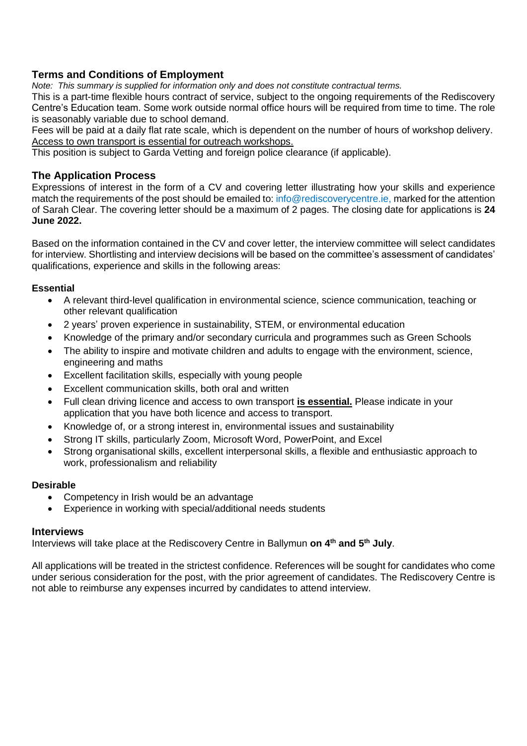## Terms and Conditions of Employment

*Note: This summary is supplied for information only and does not constitute contractual terms.*

This is a part-time flexible hours contract of service, subject to the ongoing requirements of the Rediscovery Centre's Education team. Some work outside normal office hours will be required from time to time. The role is seasonably variable due to school demand.

Fees will be paid at a daily flat rate scale, which is dependent on the number of hours of workshop delivery. <u>Access to own transport is essential for outreach workshops.</u>

This position is subject to Garda Vetting and foreign police clearance (if applicable).

## The Application Process

Expressions of interest in the form of a CV and covering letter illustrating how your skills and experience match the requirements of the post should be emailed to: info@rediscoverycentre.ie, marked for the attention of Sarah Clear. The covering letter should be a maximum of 2 pages. The closing date for applications is **24 June 2022.**

Based on the information contained in the CV and cover letter, the interview committee will select candidates for interview. Shortlisting and interview decisions will be based on the committee's assessment of candidates' qualifications, experience and skills in the following areas:

### Essential

- A relevant third-level qualification in environmental science, science communication, teaching or other relevant qualification
- 2 years' proven experience in sustainability, STEM, or environmental education
- Knowledge of the primary and/or secondary curricula and programmes such as Green Schools
- The ability to inspire and motivate children and adults to engage with the environment, science, engineering and maths
- Excellent facilitation skills, especially with young people
- Excellent communication skills, both oral and written
- Full clean driving licence and access to own transport **<u>is essential.</u>** Please indicate in your application that you have both licence and access to transport.
- Knowledge of, or a strong interest in, environmental issues and sustainability
- Strong IT skills, particularly Zoom, Microsoft Word, PowerPoint, and Excel
- Strong organisational skills, excellent interpersonal skills, a flexible and enthusiastic approach to work, professionalism and reliability

### Desirable

- Competency in Irish would be an advantage
- Experience in working with special/additional needs students

## Interviews

Interviews will take place at the Rediscovery Centre in Ballymun **on 4th and 5th July**.

All applications will be treated in the strictest confidence. References will be sought for candidates who come under serious consideration for the post, with the prior agreement of candidates. The Rediscovery Centre is not able to reimburse any expenses incurred by candidates to attend interview.